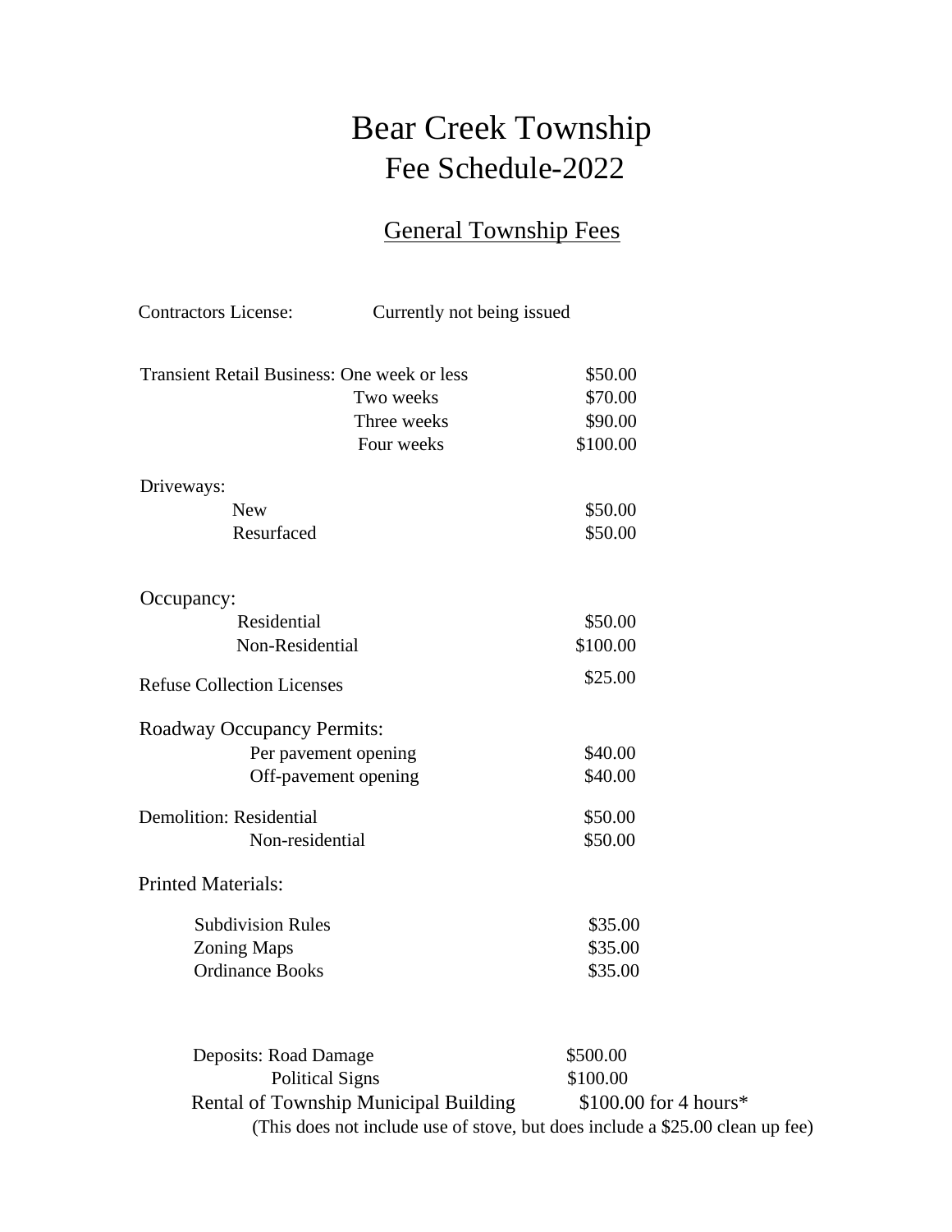# Bear Creek Township
# Fee Schedule-2022

## General Township Fees

Contractors License: Currently not being issued

| | | |
|---|---|---|
| Transient Retail Business: | One week or less | $50.00 |
| | Two weeks | $70.00 |
| | Three weeks | $90.00 |
| | Four weeks | $100.00 |
| Driveways: | | |
| | New | $50.00 |
| | Resurfaced | $50.00 |
| Occupancy: | | |
| | Residential | $50.00 |
| | Non-Residential | $100.00 |
| Refuse Collection Licenses | | $25.00 |
| Roadway Occupancy Permits: | | |
| | Per pavement opening | $40.00 |
| | Off-pavement opening | $40.00 |
| Demolition: | Residential | $50.00 |
| | Non-residential | $50.00 |
| Printed Materials: | | |
| | Subdivision Rules | $35.00 |
| | Zoning Maps | $35.00 |
| | Ordinance Books | $35.00 |
| Deposits: | Road Damage | $500.00 |
| | Political Signs | $100.00 |
| Rental of Township Municipal Building | | $100.00 for 4 hours* |

(This does not include use of stove, but does include a $25.00 clean up fee)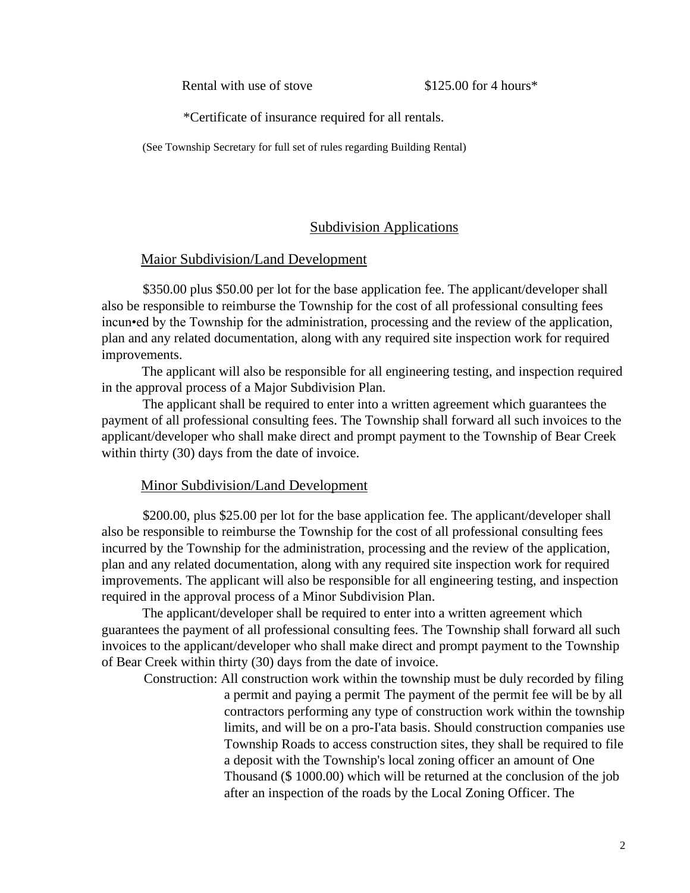Rental with use of stove $125.00 for 4 hours*

*Certificate of insurance required for all rentals.

(See Township Secretary for full set of rules regarding Building Rental)

## Subdivision Applications

### Maior Subdivision/Land Development

$350.00 plus $50.00 per lot for the base application fee. The applicant/developer shall also be responsible to reimburse the Township for the cost of all professional consulting fees incun•ed by the Township for the administration, processing and the review of the application, plan and any related documentation, along with any required site inspection work for required improvements.

The applicant will also be responsible for all engineering testing, and inspection required in the approval process of a Major Subdivision Plan.

The applicant shall be required to enter into a written agreement which guarantees the payment of all professional consulting fees. The Township shall forward all such invoices to the applicant/developer who shall make direct and prompt payment to the Township of Bear Creek within thirty (30) days from the date of invoice.

### Minor Subdivision/Land Development

$200.00, plus $25.00 per lot for the base application fee. The applicant/developer shall also be responsible to reimburse the Township for the cost of all professional consulting fees incurred by the Township for the administration, processing and the review of the application, plan and any related documentation, along with any required site inspection work for required improvements. The applicant will also be responsible for all engineering testing, and inspection required in the approval process of a Minor Subdivision Plan.

The applicant/developer shall be required to enter into a written agreement which guarantees the payment of all professional consulting fees. The Township shall forward all such invoices to the applicant/developer who shall make direct and prompt payment to the Township of Bear Creek within thirty (30) days from the date of invoice.

Construction: All construction work within the township must be duly recorded by filing a permit and paying a permit The payment of the permit fee will be by all contractors performing any type of construction work within the township limits, and will be on a pro-I'ata basis. Should construction companies use Township Roads to access construction sites, they shall be required to file a deposit with the Township's local zoning officer an amount of One Thousand ($ 1000.00) which will be returned at the conclusion of the job after an inspection of the roads by the Local Zoning Officer. The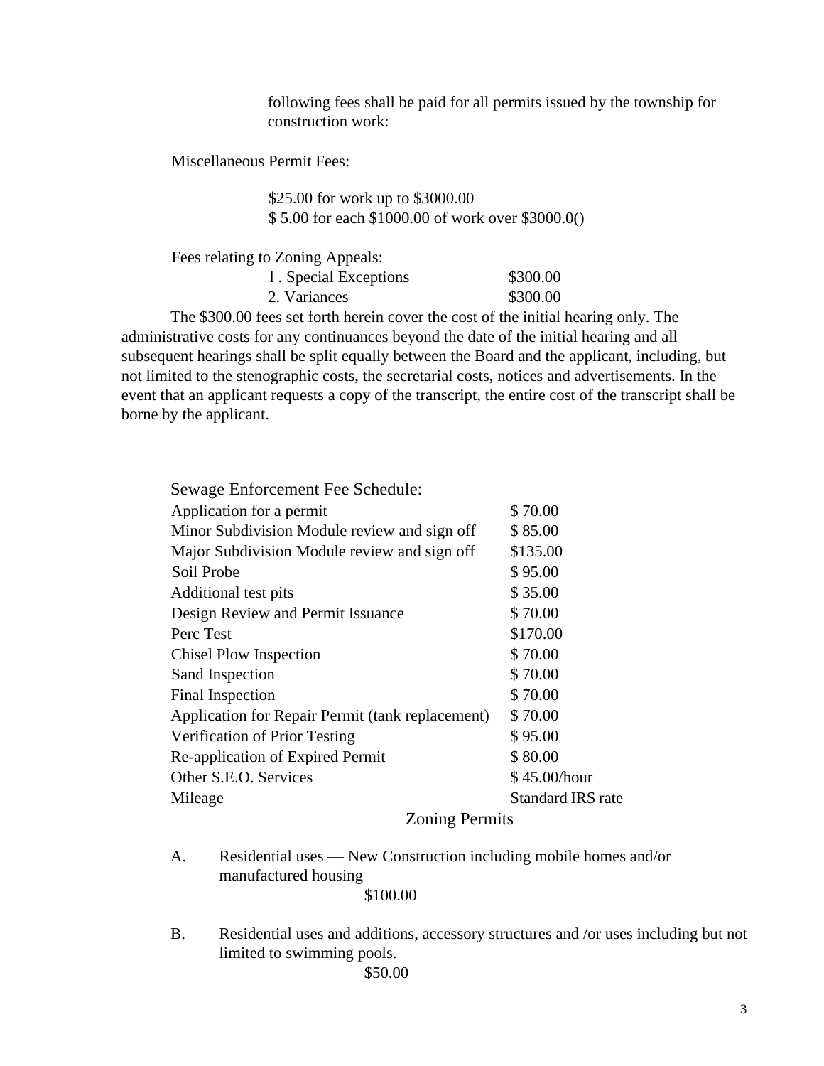following fees shall be paid for all permits issued by the township for construction work:

Miscellaneous Permit Fees:

$25.00 for work up to $3000.00
$ 5.00 for each $1000.00 of work over $3000.0()

Fees relating to Zoning Appeals:

| | |
|---|---|
| l . Special Exceptions | $300.00 |
| 2. Variances | $300.00 |

The $300.00 fees set forth herein cover the cost of the initial hearing only. The administrative costs for any continuances beyond the date of the initial hearing and all subsequent hearings shall be split equally between the Board and the applicant, including, but not limited to the stenographic costs, the secretarial costs, notices and advertisements. In the event that an applicant requests a copy of the transcript, the entire cost of the transcript shall be borne by the applicant.

Sewage Enforcement Fee Schedule:

| | |
|---|---|
| Application for a permit | $ 70.00 |
| Minor Subdivision Module review and sign off | $ 85.00 |
| Major Subdivision Module review and sign off | $135.00 |
| Soil Probe | $ 95.00 |
| Additional test pits | $ 35.00 |
| Design Review and Permit Issuance | $ 70.00 |
| Perc Test | $170.00 |
| Chisel Plow Inspection | $ 70.00 |
| Sand Inspection | $ 70.00 |
| Final Inspection | $ 70.00 |
| Application for Repair Permit (tank replacement) | $ 70.00 |
| Verification of Prior Testing | $ 95.00 |
| Re-application of Expired Permit | $ 80.00 |
| Other S.E.O. Services | $ 45.00/hour |
| Mileage | Standard IRS rate |

## Zoning Permits

A. Residential uses — New Construction including mobile homes and/or manufactured housing

$100.00

B. Residential uses and additions, accessory structures and /or uses including but not limited to swimming pools.

$50.00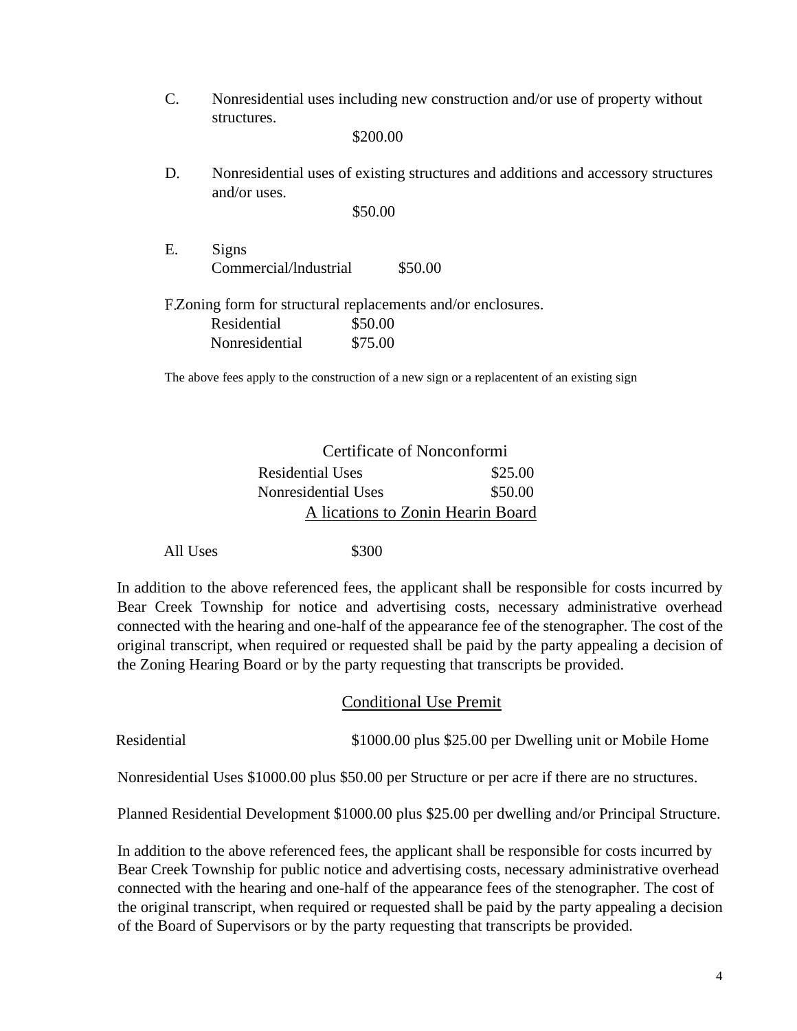C. Nonresidential uses including new construction and/or use of property without structures.

$200.00

D. Nonresidential uses of existing structures and additions and accessory structures and/or uses.

$50.00

E. Signs

Commercial/lndustrial $50.00

F. Zoning form for structural replacements and/or enclosures.

| | |
|---|---|
| Residential | $50.00 |
| Nonresidential | $75.00 |

The above fees apply to the construction of a new sign or a replacentent of an existing sign

Certificate of Nonconformi

| | |
|---|---|
| Residential Uses | $25.00 |
| Nonresidential Uses | $50.00 |

A lications to Zonin Hearin Board

All Uses $300

In addition to the above referenced fees, the applicant shall be responsible for costs incurred by Bear Creek Township for notice and advertising costs, necessary administrative overhead connected with the hearing and one-half of the appearance fee of the stenographer. The cost of the original transcript, when required or requested shall be paid by the party appealing a decision of the Zoning Hearing Board or by the party requesting that transcripts be provided.

Conditional Use Premit

Residential $1000.00 plus $25.00 per Dwelling unit or Mobile Home

Nonresidential Uses $1000.00 plus $50.00 per Structure or per acre if there are no structures.

Planned Residential Development $1000.00 plus $25.00 per dwelling and/or Principal Structure.

In addition to the above referenced fees, the applicant shall be responsible for costs incurred by Bear Creek Township for public notice and advertising costs, necessary administrative overhead connected with the hearing and one-half of the appearance fees of the stenographer. The cost of the original transcript, when required or requested shall be paid by the party appealing a decision of the Board of Supervisors or by the party requesting that transcripts be provided.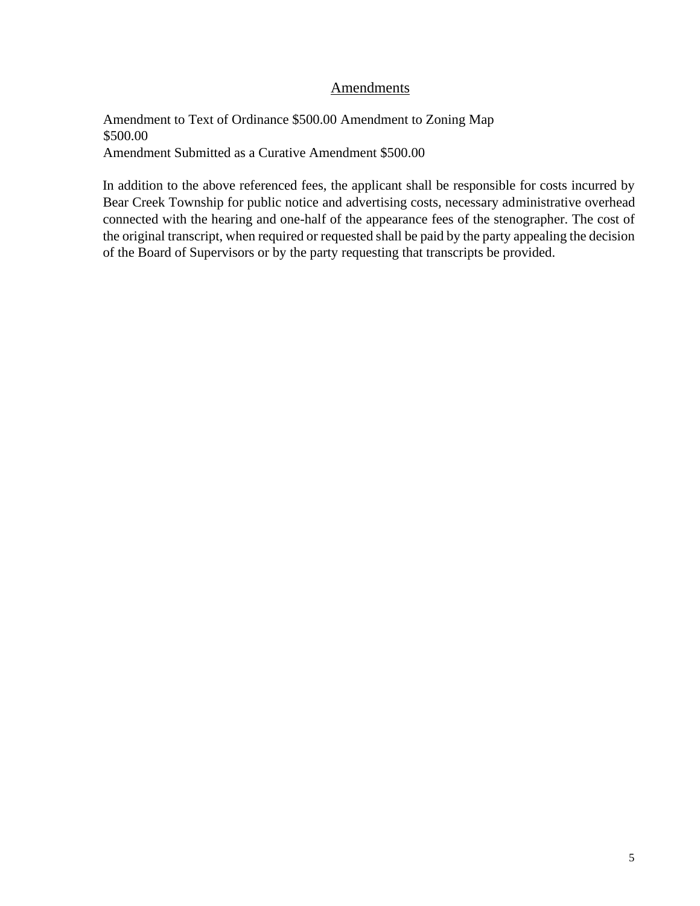## Amendments

Amendment to Text of Ordinance $500.00 Amendment to Zoning Map
$500.00
Amendment Submitted as a Curative Amendment $500.00

In addition to the above referenced fees, the applicant shall be responsible for costs incurred by Bear Creek Township for public notice and advertising costs, necessary administrative overhead connected with the hearing and one-half of the appearance fees of the stenographer. The cost of the original transcript, when required or requested shall be paid by the party appealing the decision of the Board of Supervisors or by the party requesting that transcripts be provided.